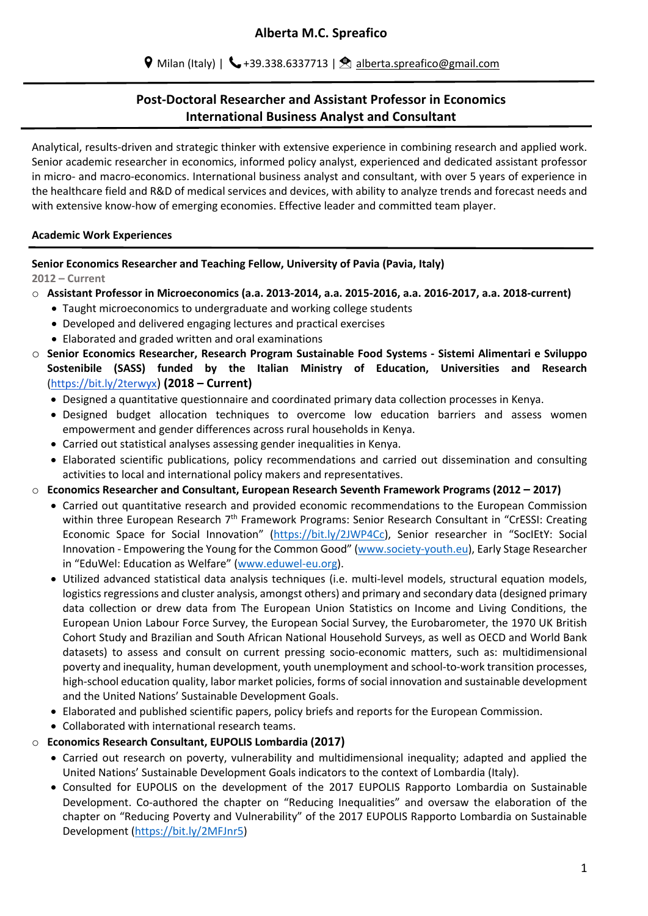# Alberta M.C. Spreafico

Milan (Italy) | +39.338.6337713 | alberta.spreafico@gmail.com

## Post-Doctoral Researcher and Assistant Professor in Economics
## International Business Analyst and Consultant

Analytical, results-driven and strategic thinker with extensive experience in combining research and applied work. Senior academic researcher in economics, informed policy analyst, experienced and dedicated assistant professor in micro- and macro-economics. International business analyst and consultant, with over 5 years of experience in the healthcare field and R&D of medical services and devices, with ability to analyze trends and forecast needs and with extensive know-how of emerging economies. Effective leader and committed team player.

### Academic Work Experiences

**Senior Economics Researcher and Teaching Fellow, University of Pavia (Pavia, Italy)**

**2012 – Current**

- **Assistant Professor in Microeconomics (a.a. 2013-2014, a.a. 2015-2016, a.a. 2016-2017, a.a. 2018-current)**
  - Taught microeconomics to undergraduate and working college students
  - Developed and delivered engaging lectures and practical exercises
  - Elaborated and graded written and oral examinations
- **Senior Economics Researcher, Research Program Sustainable Food Systems - Sistemi Alimentari e Sviluppo Sostenibile (SASS) funded by the Italian Ministry of Education, Universities and Research** (https://bit.ly/2terwyx) **(2018 – Current)**
  - Designed a quantitative questionnaire and coordinated primary data collection processes in Kenya.
  - Designed budget allocation techniques to overcome low education barriers and assess women empowerment and gender differences across rural households in Kenya.
  - Carried out statistical analyses assessing gender inequalities in Kenya.
  - Elaborated scientific publications, policy recommendations and carried out dissemination and consulting activities to local and international policy makers and representatives.
- **Economics Researcher and Consultant, European Research Seventh Framework Programs (2012 – 2017)**
  - Carried out quantitative research and provided economic recommendations to the European Commission within three European Research 7th Framework Programs: Senior Research Consultant in "CrESSI: Creating Economic Space for Social Innovation" (https://bit.ly/2JWP4Cc), Senior researcher in "SocIEtY: Social Innovation - Empowering the Young for the Common Good" (www.society-youth.eu), Early Stage Researcher in "EduWel: Education as Welfare" (www.eduwel-eu.org).
  - Utilized advanced statistical data analysis techniques (i.e. multi-level models, structural equation models, logistics regressions and cluster analysis, amongst others) and primary and secondary data (designed primary data collection or drew data from The European Union Statistics on Income and Living Conditions, the European Union Labour Force Survey, the European Social Survey, the Eurobarometer, the 1970 UK British Cohort Study and Brazilian and South African National Household Surveys, as well as OECD and World Bank datasets) to assess and consult on current pressing socio-economic matters, such as: multidimensional poverty and inequality, human development, youth unemployment and school-to-work transition processes, high-school education quality, labor market policies, forms of social innovation and sustainable development and the United Nations' Sustainable Development Goals.
  - Elaborated and published scientific papers, policy briefs and reports for the European Commission.
  - Collaborated with international research teams.
- **Economics Research Consultant, EUPOLIS Lombardia (2017)**
  - Carried out research on poverty, vulnerability and multidimensional inequality; adapted and applied the United Nations' Sustainable Development Goals indicators to the context of Lombardia (Italy).
  - Consulted for EUPOLIS on the development of the 2017 EUPOLIS Rapporto Lombardia on Sustainable Development. Co-authored the chapter on "Reducing Inequalities" and oversaw the elaboration of the chapter on "Reducing Poverty and Vulnerability" of the 2017 EUPOLIS Rapporto Lombardia on Sustainable Development (https://bit.ly/2MFJnr5)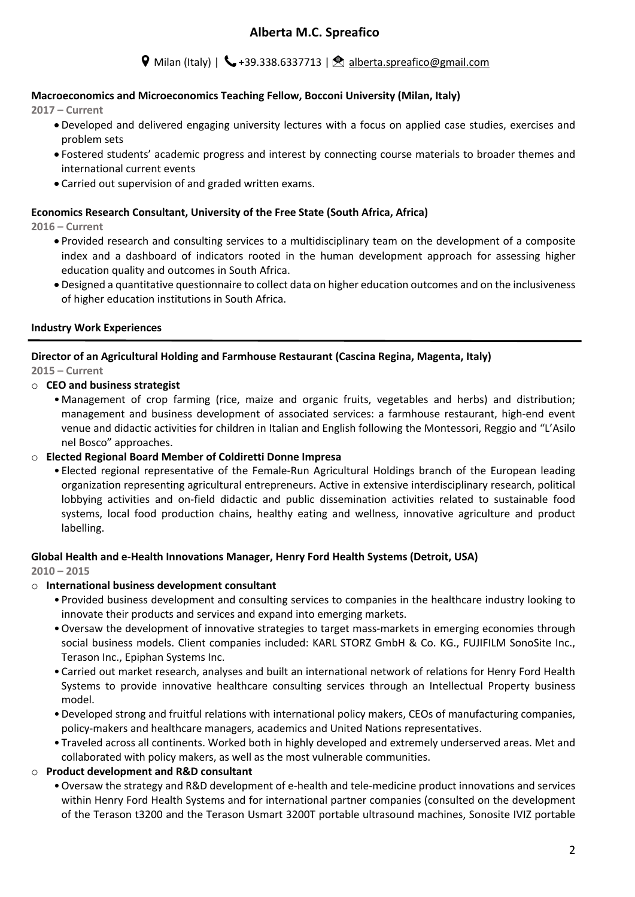# Alberta M.C. Spreafico

Milan (Italy) | +39.338.6337713 | alberta.spreafico@gmail.com

**Macroeconomics and Microeconomics Teaching Fellow, Bocconi University (Milan, Italy)**

**2017 – Current**

- Developed and delivered engaging university lectures with a focus on applied case studies, exercises and problem sets
- Fostered students' academic progress and interest by connecting course materials to broader themes and international current events
- Carried out supervision of and graded written exams.

**Economics Research Consultant, University of the Free State (South Africa, Africa)**

**2016 – Current**

- Provided research and consulting services to a multidisciplinary team on the development of a composite index and a dashboard of indicators rooted in the human development approach for assessing higher education quality and outcomes in South Africa.
- Designed a quantitative questionnaire to collect data on higher education outcomes and on the inclusiveness of higher education institutions in South Africa.

## Industry Work Experiences

**Director of an Agricultural Holding and Farmhouse Restaurant (Cascina Regina, Magenta, Italy)**

**2015 – Current**

- **CEO and business strategist**
  - Management of crop farming (rice, maize and organic fruits, vegetables and herbs) and distribution; management and business development of associated services: a farmhouse restaurant, high-end event venue and didactic activities for children in Italian and English following the Montessori, Reggio and "L'Asilo nel Bosco" approaches.
- **Elected Regional Board Member of Coldiretti Donne Impresa**
  - Elected regional representative of the Female-Run Agricultural Holdings branch of the European leading organization representing agricultural entrepreneurs. Active in extensive interdisciplinary research, political lobbying activities and on-field didactic and public dissemination activities related to sustainable food systems, local food production chains, healthy eating and wellness, innovative agriculture and product labelling.

**Global Health and e-Health Innovations Manager, Henry Ford Health Systems (Detroit, USA)**

**2010 – 2015**

- **International business development consultant**
  - Provided business development and consulting services to companies in the healthcare industry looking to innovate their products and services and expand into emerging markets.
  - Oversaw the development of innovative strategies to target mass-markets in emerging economies through social business models. Client companies included: KARL STORZ GmbH & Co. KG., FUJIFILM SonoSite Inc., Terason Inc., Epiphan Systems Inc.
  - Carried out market research, analyses and built an international network of relations for Henry Ford Health Systems to provide innovative healthcare consulting services through an Intellectual Property business model.
  - Developed strong and fruitful relations with international policy makers, CEOs of manufacturing companies, policy-makers and healthcare managers, academics and United Nations representatives.
  - Traveled across all continents. Worked both in highly developed and extremely underserved areas. Met and collaborated with policy makers, as well as the most vulnerable communities.
- **Product development and R&D consultant**
  - Oversaw the strategy and R&D development of e-health and tele-medicine product innovations and services within Henry Ford Health Systems and for international partner companies (consulted on the development of the Terason t3200 and the Terason Usmart 3200T portable ultrasound machines, Sonosite IVIZ portable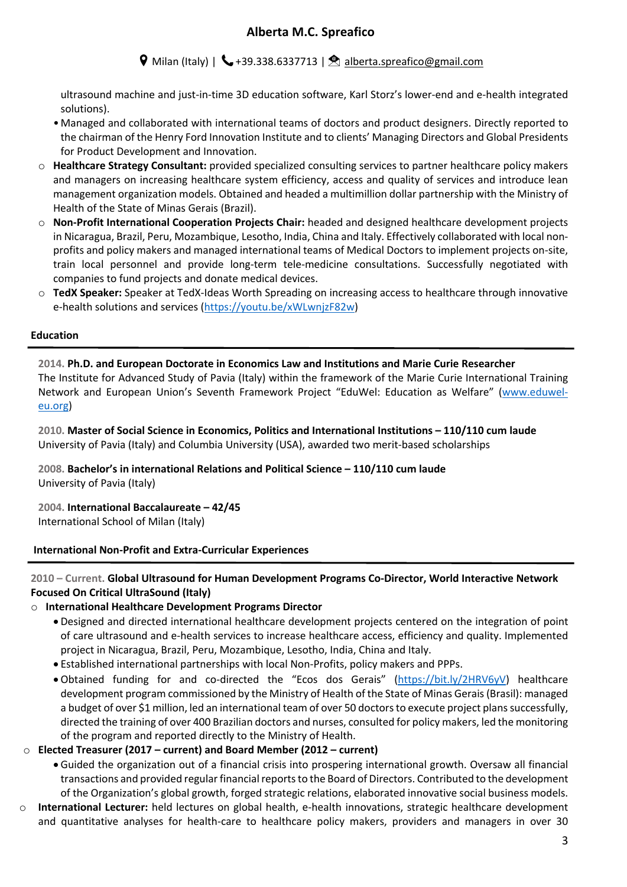ultrasound machine and just-in-time 3D education software, Karl Storz's lower-end and e-health integrated solutions).

- Managed and collaborated with international teams of doctors and product designers. Directly reported to the chairman of the Henry Ford Innovation Institute and to clients' Managing Directors and Global Presidents for Product Development and Innovation.

- **Healthcare Strategy Consultant:** provided specialized consulting services to partner healthcare policy makers and managers on increasing healthcare system efficiency, access and quality of services and introduce lean management organization models. Obtained and headed a multimillion dollar partnership with the Ministry of Health of the State of Minas Gerais (Brazil).
- **Non-Profit International Cooperation Projects Chair:** headed and designed healthcare development projects in Nicaragua, Brazil, Peru, Mozambique, Lesotho, India, China and Italy. Effectively collaborated with local non-profits and policy makers and managed international teams of Medical Doctors to implement projects on-site, train local personnel and provide long-term tele-medicine consultations. Successfully negotiated with companies to fund projects and donate medical devices.
- **TedX Speaker:** Speaker at TedX-Ideas Worth Spreading on increasing access to healthcare through innovative e-health solutions and services (https://youtu.be/xWLwnjzF82w)

## Education

**2014. Ph.D. and European Doctorate in Economics Law and Institutions and Marie Curie Researcher**
The Institute for Advanced Study of Pavia (Italy) within the framework of the Marie Curie International Training Network and European Union's Seventh Framework Project "EduWel: Education as Welfare" (www.eduwel-eu.org)

**2010. Master of Social Science in Economics, Politics and International Institutions – 110/110 cum laude**
University of Pavia (Italy) and Columbia University (USA), awarded two merit-based scholarships

**2008. Bachelor's in international Relations and Political Science – 110/110 cum laude**
University of Pavia (Italy)

**2004. International Baccalaureate – 42/45**
International School of Milan (Italy)

## International Non-Profit and Extra-Curricular Experiences

**2010 – Current. Global Ultrasound for Human Development Programs Co-Director, World Interactive Network Focused On Critical UltraSound (Italy)**

- **International Healthcare Development Programs Director**
  - Designed and directed international healthcare development projects centered on the integration of point of care ultrasound and e-health services to increase healthcare access, efficiency and quality. Implemented project in Nicaragua, Brazil, Peru, Mozambique, Lesotho, India, China and Italy.
  - Established international partnerships with local Non-Profits, policy makers and PPPs.
  - Obtained funding for and co-directed the "Ecos dos Gerais" (https://bit.ly/2HRV6yV) healthcare development program commissioned by the Ministry of Health of the State of Minas Gerais (Brasil): managed a budget of over $1 million, led an international team of over 50 doctors to execute project plans successfully, directed the training of over 400 Brazilian doctors and nurses, consulted for policy makers, led the monitoring of the program and reported directly to the Ministry of Health.
- **Elected Treasurer (2017 – current) and Board Member (2012 – current)**
  - Guided the organization out of a financial crisis into prospering international growth. Oversaw all financial transactions and provided regular financial reports to the Board of Directors. Contributed to the development of the Organization's global growth, forged strategic relations, elaborated innovative social business models.
- **International Lecturer:** held lectures on global health, e-health innovations, strategic healthcare development and quantitative analyses for health-care to healthcare policy makers, providers and managers in over 30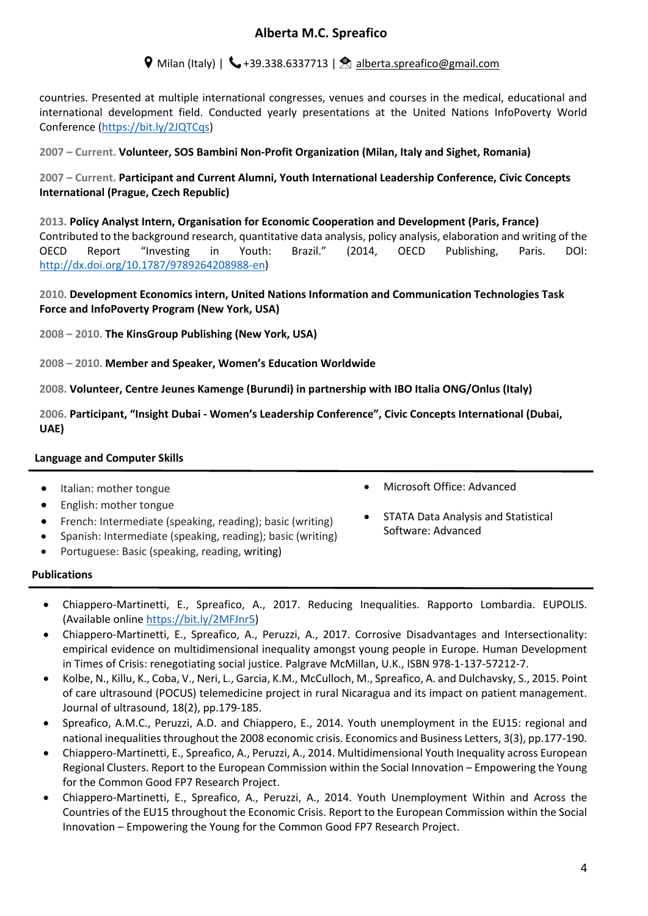countries. Presented at multiple international congresses, venues and courses in the medical, educational and international development field. Conducted yearly presentations at the United Nations InfoPoverty World Conference (https://bit.ly/2JQTCqs)

2007 – Current. **Volunteer, SOS Bambini Non-Profit Organization (Milan, Italy and Sighet, Romania)**

2007 – Current. **Participant and Current Alumni, Youth International Leadership Conference, Civic Concepts International (Prague, Czech Republic)**

2013. **Policy Analyst Intern, Organisation for Economic Cooperation and Development (Paris, France)**
Contributed to the background research, quantitative data analysis, policy analysis, elaboration and writing of the OECD Report "Investing in Youth: Brazil." (2014, OECD Publishing, Paris. DOI: http://dx.doi.org/10.1787/9789264208988-en)

2010. **Development Economics intern, United Nations Information and Communication Technologies Task Force and InfoPoverty Program (New York, USA)**

2008 – 2010. **The KinsGroup Publishing (New York, USA)**

2008 – 2010. **Member and Speaker, Women's Education Worldwide**

2008. **Volunteer, Centre Jeunes Kamenge (Burundi) in partnership with IBO Italia ONG/Onlus (Italy)**

2006. **Participant, "Insight Dubai - Women's Leadership Conference", Civic Concepts International (Dubai, UAE)**

## Language and Computer Skills

- Italian: mother tongue
- English: mother tongue
- French: Intermediate (speaking, reading); basic (writing)
- Spanish: Intermediate (speaking, reading); basic (writing)
- Portuguese: Basic (speaking, reading, writing)
- Microsoft Office: Advanced
- STATA Data Analysis and Statistical Software: Advanced

## Publications

- Chiappero-Martinetti, E., Spreafico, A., 2017. Reducing Inequalities. Rapporto Lombardia. EUPOLIS. (Available online https://bit.ly/2MFJnr5)
- Chiappero-Martinetti, E., Spreafico, A., Peruzzi, A., 2017. Corrosive Disadvantages and Intersectionality: empirical evidence on multidimensional inequality amongst young people in Europe. Human Development in Times of Crisis: renegotiating social justice. Palgrave McMillan, U.K., ISBN 978-1-137-57212-7.
- Kolbe, N., Killu, K., Coba, V., Neri, L., Garcia, K.M., McCulloch, M., Spreafico, A. and Dulchavsky, S., 2015. Point of care ultrasound (POCUS) telemedicine project in rural Nicaragua and its impact on patient management. Journal of ultrasound, 18(2), pp.179-185.
- Spreafico, A.M.C., Peruzzi, A.D. and Chiappero, E., 2014. Youth unemployment in the EU15: regional and national inequalities throughout the 2008 economic crisis. Economics and Business Letters, 3(3), pp.177-190.
- Chiappero-Martinetti, E., Spreafico, A., Peruzzi, A., 2014. Multidimensional Youth Inequality across European Regional Clusters. Report to the European Commission within the Social Innovation – Empowering the Young for the Common Good FP7 Research Project.
- Chiappero-Martinetti, E., Spreafico, A., Peruzzi, A., 2014. Youth Unemployment Within and Across the Countries of the EU15 throughout the Economic Crisis. Report to the European Commission within the Social Innovation – Empowering the Young for the Common Good FP7 Research Project.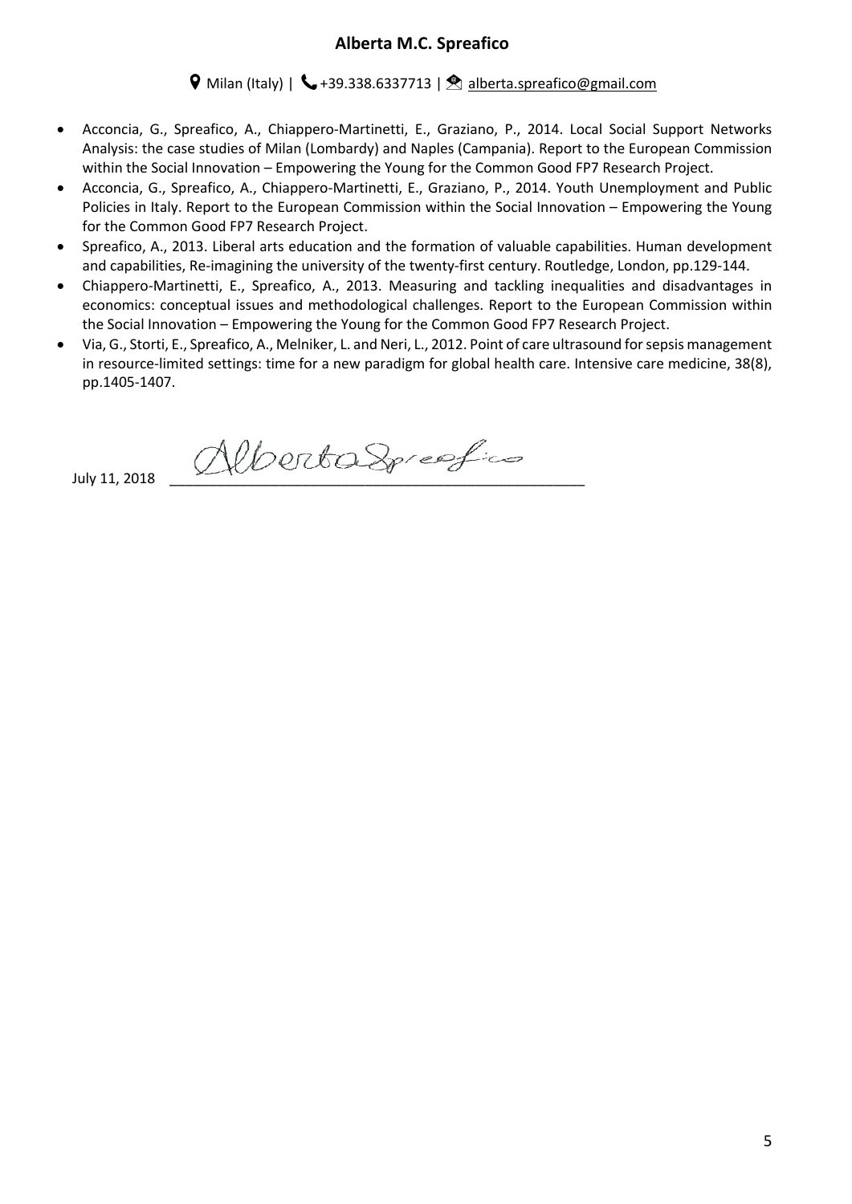**Alberta M.C. Spreafico**

Milan (Italy) | +39.338.6337713 | alberta.spreafico@gmail.com

- Acconcia, G., Spreafico, A., Chiappero-Martinetti, E., Graziano, P., 2014. Local Social Support Networks Analysis: the case studies of Milan (Lombardy) and Naples (Campania). Report to the European Commission within the Social Innovation – Empowering the Young for the Common Good FP7 Research Project.
- Acconcia, G., Spreafico, A., Chiappero-Martinetti, E., Graziano, P., 2014. Youth Unemployment and Public Policies in Italy. Report to the European Commission within the Social Innovation – Empowering the Young for the Common Good FP7 Research Project.
- Spreafico, A., 2013. Liberal arts education and the formation of valuable capabilities. Human development and capabilities, Re-imagining the university of the twenty-first century. Routledge, London, pp.129-144.
- Chiappero-Martinetti, E., Spreafico, A., 2013. Measuring and tackling inequalities and disadvantages in economics: conceptual issues and methodological challenges. Report to the European Commission within the Social Innovation – Empowering the Young for the Common Good FP7 Research Project.
- Via, G., Storti, E., Spreafico, A., Melniker, L. and Neri, L., 2012. Point of care ultrasound for sepsis management in resource-limited settings: time for a new paradigm for global health care. Intensive care medicine, 38(8), pp.1405-1407.

July 11, 2018 Alberta Spreafico